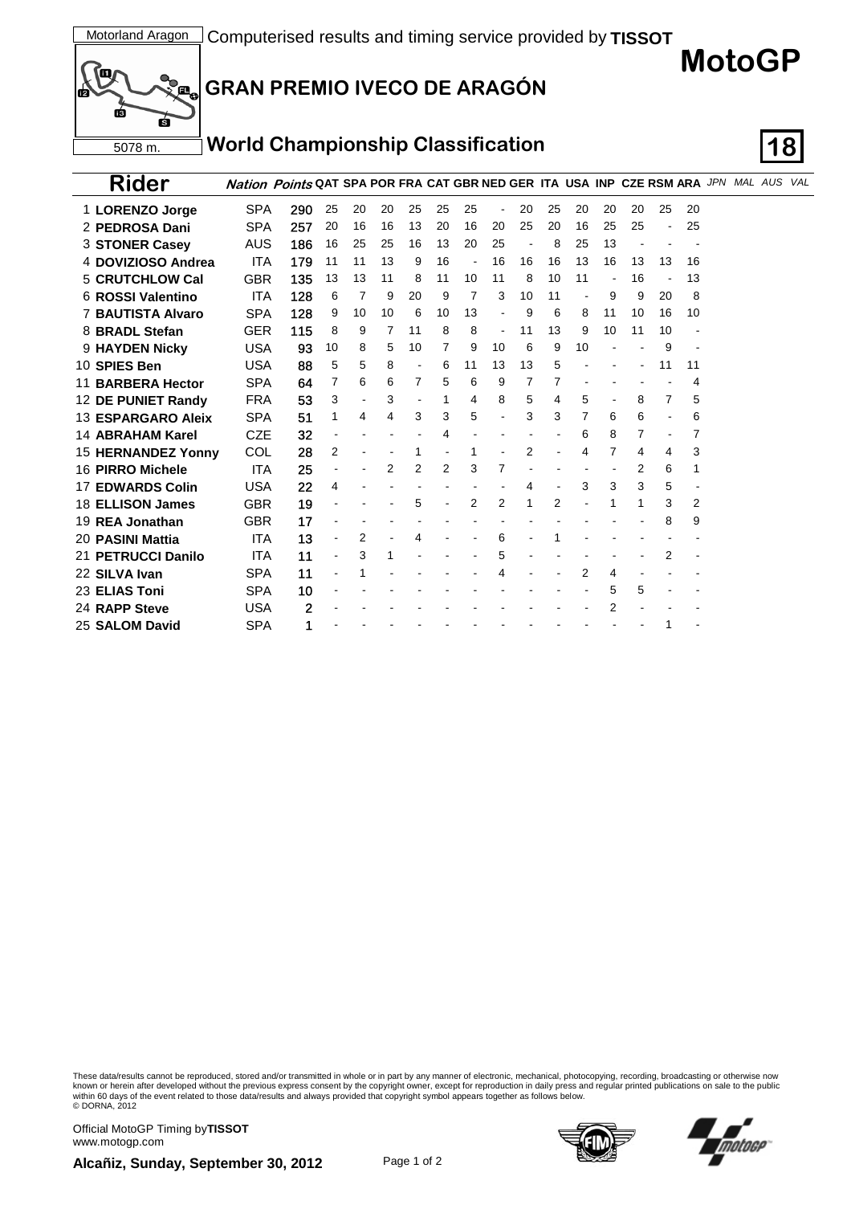Motorland Aragon

Computerised results and timing service provided by **TISSOT**

# MotoGP

## GRAN PREMIO IVECO DE ARAGÓN

5078 m.

## World Championship Classification

**18**

| Rider | Nation | Points | QAT | SPA | POR | FRA | CAT | GBR | NED | GER | ITA | USA | INP | CZE | RSM | ARA | *JPN* | *MAL* | *AUS* | *VAL* |
|---|---|---|---|---|---|---|---|---|---|---|---|---|---|---|---|---|---|---|---|---|
| 1 **LORENZO Jorge** | SPA | **290** | 25 | 20 | 20 | 25 | 25 | 25 | - | 20 | 25 | 20 | 20 | 20 | 25 | 20 | | | | |
| 2 **PEDROSA Dani** | SPA | **257** | 20 | 16 | 16 | 13 | 20 | 16 | 20 | 25 | 20 | 16 | 25 | 25 | - | 25 | | | | |
| 3 **STONER Casey** | AUS | **186** | 16 | 25 | 25 | 16 | 13 | 20 | 25 | - | 8 | 25 | 13 | - | - | - | | | | |
| 4 **DOVIZIOSO Andrea** | ITA | **179** | 11 | 11 | 13 | 9 | 16 | - | 16 | 16 | 16 | 13 | 16 | 13 | 13 | 16 | | | | |
| 5 **CRUTCHLOW Cal** | GBR | **135** | 13 | 13 | 11 | 8 | 11 | 10 | 11 | 8 | 10 | 11 | - | 16 | - | 13 | | | | |
| 6 **ROSSI Valentino** | ITA | **128** | 6 | 7 | 9 | 20 | 9 | 7 | 3 | 10 | 11 | - | 9 | 9 | 20 | 8 | | | | |
| 7 **BAUTISTA Alvaro** | SPA | **128** | 9 | 10 | 10 | 6 | 10 | 13 | - | 9 | 6 | 8 | 11 | 10 | 16 | 10 | | | | |
| 8 **BRADL Stefan** | GER | **115** | 8 | 9 | 7 | 11 | 8 | 8 | - | 11 | 13 | 9 | 10 | 11 | 10 | - | | | | |
| 9 **HAYDEN Nicky** | USA | **93** | 10 | 8 | 5 | 10 | 7 | 9 | 10 | 6 | 9 | 10 | - | - | 9 | - | | | | |
| 10 **SPIES Ben** | USA | **88** | 5 | 5 | 8 | - | 6 | 11 | 13 | 13 | 5 | - | - | - | 11 | 11 | | | | |
| 11 **BARBERA Hector** | SPA | **64** | 7 | 6 | 6 | 7 | 5 | 6 | 9 | 7 | 7 | - | - | - | - | 4 | | | | |
| 12 **DE PUNIET Randy** | FRA | **53** | 3 | - | 3 | - | 1 | 4 | 8 | 5 | 4 | 5 | - | 8 | 7 | 5 | | | | |
| 13 **ESPARGARO Aleix** | SPA | **51** | 1 | 4 | 4 | 3 | 3 | 5 | - | 3 | 3 | 7 | 6 | 6 | - | 6 | | | | |
| 14 **ABRAHAM Karel** | CZE | **32** | - | - | - | - | 4 | - | - | - | - | 6 | 8 | 7 | - | 7 | | | | |
| 15 **HERNANDEZ Yonny** | COL | **28** | 2 | - | - | 1 | - | 1 | - | 2 | - | 4 | 7 | 4 | 4 | 3 | | | | |
| 16 **PIRRO Michele** | ITA | **25** | - | - | 2 | 2 | 2 | 3 | 7 | - | - | - | - | 2 | 6 | 1 | | | | |
| 17 **EDWARDS Colin** | USA | **22** | 4 | - | - | - | - | - | - | 4 | - | 3 | 3 | 3 | 5 | - | | | | |
| 18 **ELLISON James** | GBR | **19** | - | - | - | 5 | - | 2 | 2 | 1 | 2 | - | 1 | 1 | 3 | 2 | | | | |
| 19 **REA Jonathan** | GBR | **17** | - | - | - | - | - | - | - | - | - | - | - | - | 8 | 9 | | | | |
| 20 **PASINI Mattia** | ITA | **13** | - | 2 | - | 4 | - | - | 6 | - | 1 | - | - | - | - | - | | | | |
| 21 **PETRUCCI Danilo** | ITA | **11** | - | 3 | 1 | - | - | - | 5 | - | - | - | - | - | 2 | - | | | | |
| 22 **SILVA Ivan** | SPA | **11** | - | 1 | - | - | - | - | 4 | - | - | 2 | 4 | - | - | - | | | | |
| 23 **ELIAS Toni** | SPA | **10** | - | - | - | - | - | - | - | - | - | - | 5 | 5 | - | - | | | | |
| 24 **RAPP Steve** | USA | **2** | - | - | - | - | - | - | - | - | - | - | 2 | - | - | - | | | | |
| 25 **SALOM David** | SPA | **1** | - | - | - | - | - | - | - | - | - | - | - | - | 1 | - | | | | |

These data/results cannot be reproduced, stored and/or transmitted in whole or in part by any manner of electronic, mechanical, photocopying, recording, broadcasting or otherwise now known or herein after developed without the previous express consent by the copyright owner, except for reproduction in daily press and regular printed publications on sale to the public within 60 days of the event related to those data/results and always provided that copyright symbol appears together as follows below.
© DORNA, 2012

Official MotoGP Timing by **TISSOT**
www.motogp.com

**Alcañiz, Sunday, September 30, 2012**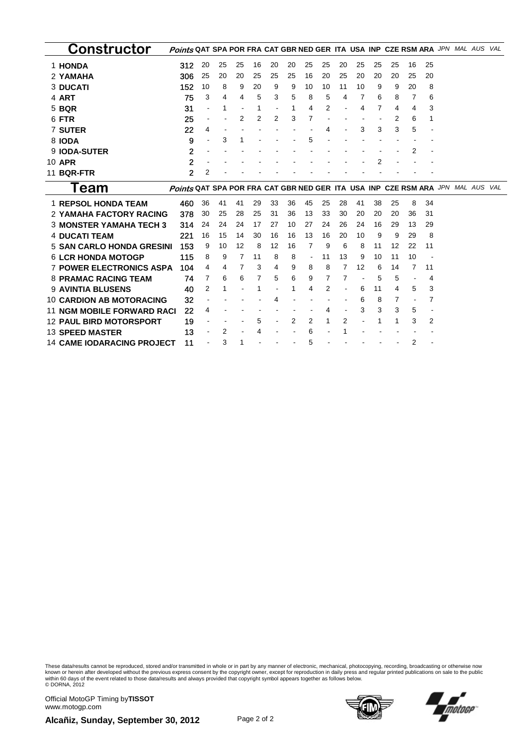## Constructor

| | Constructor | Points | QAT | SPA | POR | FRA | CAT | GBR | NED | GER | ITA | USA | INP | CZE | RSM | ARA | JPN | MAL | AUS | VAL |
|---|---|---|---|---|---|---|---|---|---|---|---|---|---|---|---|---|---|---|---|---|
| 1 | **HONDA** | 312 | 20 | 25 | 25 | 16 | 20 | 20 | 25 | 25 | 20 | 25 | 25 | 25 | 16 | 25 | | | | |
| 2 | **YAMAHA** | 306 | 25 | 20 | 20 | 25 | 25 | 25 | 16 | 20 | 25 | 20 | 20 | 20 | 25 | 20 | | | | |
| 3 | **DUCATI** | 152 | 10 | 8 | 9 | 20 | 9 | 9 | 10 | 10 | 11 | 10 | 9 | 9 | 20 | 8 | | | | |
| 4 | **ART** | 75 | 3 | 4 | 4 | 5 | 3 | 5 | 8 | 5 | 4 | 7 | 6 | 8 | 7 | 6 | | | | |
| 5 | **BQR** | 31 | - | 1 | - | 1 | - | 1 | 4 | 2 | - | 4 | 7 | 4 | 4 | 3 | | | | |
| 6 | **FTR** | 25 | - | - | 2 | 2 | 2 | 3 | 7 | - | - | - | - | 2 | 6 | 1 | | | | |
| 7 | **SUTER** | 22 | 4 | - | - | - | - | - | - | 4 | - | 3 | 3 | 3 | 5 | - | | | | |
| 8 | **IODA** | 9 | - | 3 | 1 | - | - | - | 5 | - | - | - | - | - | - | - | | | | |
| 9 | **IODA-SUTER** | 2 | - | - | - | - | - | - | - | - | - | - | - | - | 2 | - | | | | |
| 10 | **APR** | 2 | - | - | - | - | - | - | - | - | - | - | 2 | - | - | - | | | | |
| 11 | **BQR-FTR** | 2 | 2 | - | - | - | - | - | - | - | - | - | - | - | - | - | | | | |

## Team

| | Team | Points | QAT | SPA | POR | FRA | CAT | GBR | NED | GER | ITA | USA | INP | CZE | RSM | ARA | JPN | MAL | AUS | VAL |
|---|---|---|---|---|---|---|---|---|---|---|---|---|---|---|---|---|---|---|---|---|
| 1 | **REPSOL HONDA TEAM** | 460 | 36 | 41 | 41 | 29 | 33 | 36 | 45 | 25 | 28 | 41 | 38 | 25 | 8 | 34 | | | | |
| 2 | **YAMAHA FACTORY RACING** | 378 | 30 | 25 | 28 | 25 | 31 | 36 | 13 | 33 | 30 | 20 | 20 | 20 | 36 | 31 | | | | |
| 3 | **MONSTER YAMAHA TECH 3** | 314 | 24 | 24 | 24 | 17 | 27 | 10 | 27 | 24 | 26 | 24 | 16 | 29 | 13 | 29 | | | | |
| 4 | **DUCATI TEAM** | 221 | 16 | 15 | 14 | 30 | 16 | 16 | 13 | 16 | 20 | 10 | 9 | 9 | 29 | 8 | | | | |
| 5 | **SAN CARLO HONDA GRESINI** | 153 | 9 | 10 | 12 | 8 | 12 | 16 | 7 | 9 | 6 | 8 | 11 | 12 | 22 | 11 | | | | |
| 6 | **LCR HONDA MOTOGP** | 115 | 8 | 9 | 7 | 11 | 8 | 8 | - | 11 | 13 | 9 | 10 | 11 | 10 | - | | | | |
| 7 | **POWER ELECTRONICS ASPA** | 104 | 4 | 4 | 7 | 3 | 4 | 9 | 8 | 8 | 7 | 12 | 6 | 14 | 7 | 11 | | | | |
| 8 | **PRAMAC RACING TEAM** | 74 | 7 | 6 | 6 | 7 | 5 | 6 | 9 | 7 | 7 | - | 5 | 5 | - | 4 | | | | |
| 9 | **AVINTIA BLUSENS** | 40 | 2 | 1 | - | 1 | - | 1 | 4 | 2 | - | 6 | 11 | 4 | 5 | 3 | | | | |
| 10 | **CARDION AB MOTORACING** | 32 | - | - | - | - | 4 | - | - | - | - | 6 | 8 | 7 | - | 7 | | | | |
| 11 | **NGM MOBILE FORWARD RACI** | 22 | 4 | - | - | - | - | - | - | 4 | - | 3 | 3 | 3 | 5 | - | | | | |
| 12 | **PAUL BIRD MOTORSPORT** | 19 | - | - | - | 5 | - | 2 | 2 | 1 | 2 | - | 1 | 1 | 3 | 2 | | | | |
| 13 | **SPEED MASTER** | 13 | - | 2 | - | 4 | - | - | 6 | - | 1 | - | - | - | - | - | | | | |
| 14 | **CAME IODARACING PROJECT** | 11 | - | 3 | 1 | - | - | - | 5 | - | - | - | - | - | 2 | - | | | | |

These data/results cannot be reproduced, stored and/or transmitted in whole or in part by any manner of electronic, mechanical, photocopying, recording, broadcasting or otherwise now known or herein after developed without the previous express consent by the copyright owner, except for reproduction in daily press and regular printed publications on sale to the public within 60 days of the event related to those data/results and always provided that copyright symbol appears together as follows below.
© DORNA, 2012

Official MotoGP Timing by **TISSOT**
www.motogp.com

**Alcañiz, Sunday, September 30, 2012**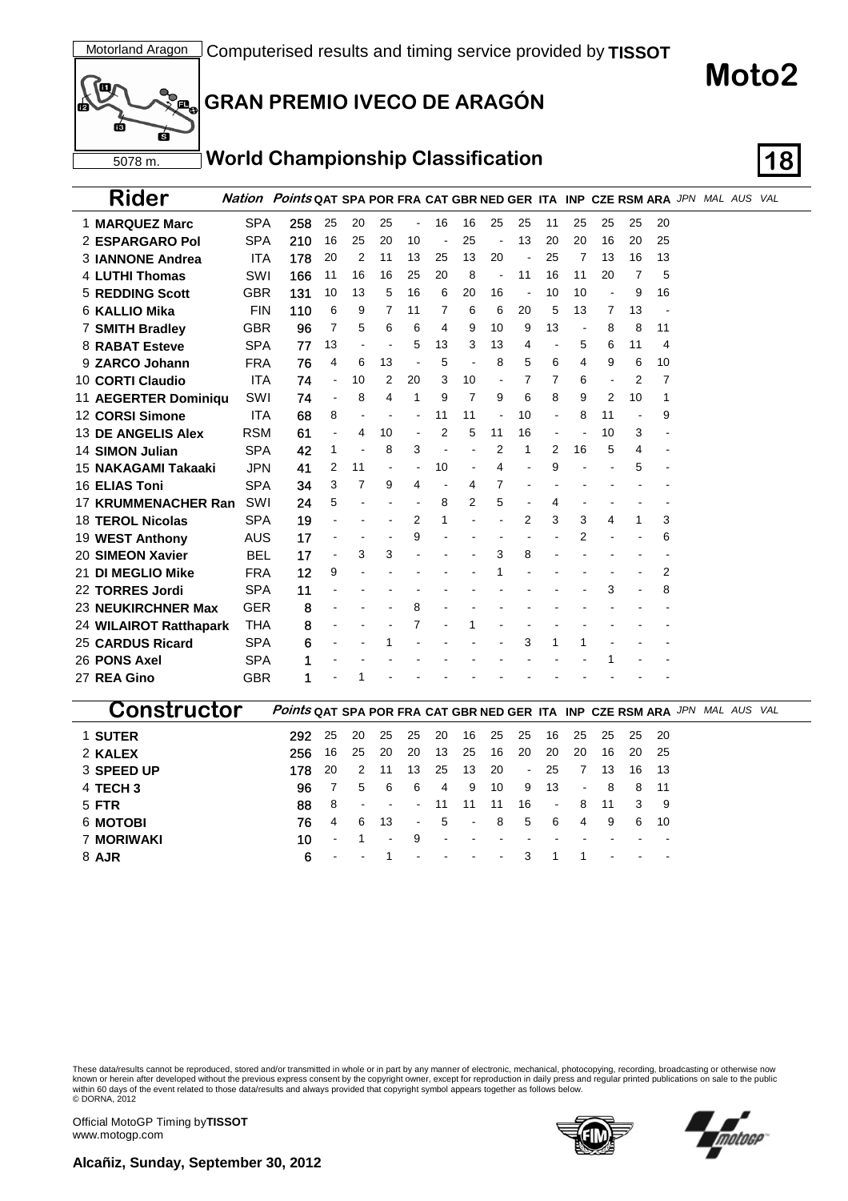Motorland Aragon

5078 m.

Computerised results and timing service provided by **TISSOT**

# Moto2

## GRAN PREMIO IVECO DE ARAGÓN

## World Championship Classification

| | Rider | Nation | Points | QAT | SPA | POR | FRA | CAT | GBR | NED | GER | ITA | INP | CZE | RSM | ARA | JPN | MAL | AUS | VAL |
|---|---|---|---|---|---|---|---|---|---|---|---|---|---|---|---|---|---|---|---|---|
| 1 | **MARQUEZ Marc** | SPA | **258** | 25 | 20 | 25 | - | 16 | 16 | 25 | 25 | 11 | 25 | 25 | 25 | 20 | | | | |
| 2 | **ESPARGARO Pol** | SPA | **210** | 16 | 25 | 20 | 10 | - | 25 | - | 13 | 20 | 20 | 16 | 20 | 25 | | | | |
| 3 | **IANNONE Andrea** | ITA | **178** | 20 | 2 | 11 | 13 | 25 | 13 | 20 | - | 25 | 7 | 13 | 16 | 13 | | | | |
| 4 | **LUTHI Thomas** | SWI | **166** | 11 | 16 | 16 | 25 | 20 | 8 | - | 11 | 16 | 11 | 20 | 7 | 5 | | | | |
| 5 | **REDDING Scott** | GBR | **131** | 10 | 13 | 5 | 16 | 6 | 20 | 16 | - | 10 | 10 | - | 9 | 16 | | | | |
| 6 | **KALLIO Mika** | FIN | **110** | 6 | 9 | 7 | 11 | 7 | 6 | 6 | 20 | 5 | 13 | 7 | 13 | - | | | | |
| 7 | **SMITH Bradley** | GBR | **96** | 7 | 5 | 6 | 6 | 4 | 9 | 10 | 9 | 13 | - | 8 | 8 | 11 | | | | |
| 8 | **RABAT Esteve** | SPA | **77** | 13 | - | - | 5 | 13 | 3 | 13 | 4 | - | 5 | 6 | 11 | 4 | | | | |
| 9 | **ZARCO Johann** | FRA | **76** | 4 | 6 | 13 | - | 5 | - | 8 | 5 | 6 | 4 | 9 | 6 | 10 | | | | |
| 10 | **CORTI Claudio** | ITA | **74** | - | 10 | 2 | 20 | 3 | 10 | - | 7 | 7 | 6 | - | 2 | 7 | | | | |
| 11 | **AEGERTER Dominiqu** | SWI | **74** | - | 8 | 4 | 1 | 9 | 7 | 9 | 6 | 8 | 9 | 2 | 10 | 1 | | | | |
| 12 | **CORSI Simone** | ITA | **68** | 8 | - | - | - | 11 | 11 | - | 10 | - | 8 | 11 | - | 9 | | | | |
| 13 | **DE ANGELIS Alex** | RSM | **61** | - | 4 | 10 | - | 2 | 5 | 11 | 16 | - | - | 10 | 3 | - | | | | |
| 14 | **SIMON Julian** | SPA | **42** | 1 | - | 8 | 3 | - | - | 2 | 1 | 2 | 16 | 5 | 4 | - | | | | |
| 15 | **NAKAGAMI Takaaki** | JPN | **41** | 2 | 11 | - | - | 10 | - | 4 | - | 9 | - | - | 5 | - | | | | |
| 16 | **ELIAS Toni** | SPA | **34** | 3 | 7 | 9 | 4 | - | 4 | 7 | - | - | - | - | - | - | | | | |
| 17 | **KRUMMENACHER Ran** | SWI | **24** | 5 | - | - | - | - | 8 | 2 | 5 | - | 4 | - | - | - | | | | |
| 18 | **TEROL Nicolas** | SPA | **19** | - | - | - | 2 | 1 | - | - | 2 | 3 | 3 | 4 | 1 | 3 | | | | |
| 19 | **WEST Anthony** | AUS | **17** | - | - | - | 9 | - | - | - | - | - | 2 | - | - | 6 | | | | |
| 20 | **SIMEON Xavier** | BEL | **17** | - | 3 | 3 | - | - | - | 3 | 8 | - | - | - | - | - | | | | |
| 21 | **DI MEGLIO Mike** | FRA | **12** | 9 | - | - | - | - | - | 1 | - | - | - | - | - | 2 | | | | |
| 22 | **TORRES Jordi** | SPA | **11** | - | - | - | - | - | - | - | - | - | - | 3 | - | 8 | | | | |
| 23 | **NEUKIRCHNER Max** | GER | **8** | - | - | - | 8 | - | - | - | - | - | - | - | - | - | | | | |
| 24 | **WILAIROT Ratthapark** | THA | **8** | - | - | - | 7 | - | 1 | - | - | - | - | - | - | - | | | | |
| 25 | **CARDUS Ricard** | SPA | **6** | - | - | 1 | - | - | - | - | 3 | 1 | 1 | - | - | - | | | | |
| 26 | **PONS Axel** | SPA | **1** | - | - | - | - | - | - | - | - | - | - | 1 | - | - | | | | |
| 27 | **REA Gino** | GBR | **1** | - | 1 | - | - | - | - | - | - | - | - | - | - | - | | | | |

| | Constructor | Points | QAT | SPA | POR | FRA | CAT | GBR | NED | GER | ITA | INP | CZE | RSM | ARA | JPN | MAL | AUS | VAL |
|---|---|---|---|---|---|---|---|---|---|---|---|---|---|---|---|---|---|---|---|
| 1 | **SUTER** | **292** | 25 | 20 | 25 | 25 | 20 | 16 | 25 | 25 | 16 | 25 | 25 | 25 | 20 | | | | |
| 2 | **KALEX** | **256** | 16 | 25 | 20 | 20 | 13 | 25 | 16 | 20 | 20 | 20 | 16 | 20 | 25 | | | | |
| 3 | **SPEED UP** | **178** | 20 | 2 | 11 | 13 | 25 | 13 | 20 | - | 25 | 7 | 13 | 16 | 13 | | | | |
| 4 | **TECH 3** | **96** | 7 | 5 | 6 | 6 | 4 | 9 | 10 | 9 | 13 | - | 8 | 8 | 11 | | | | |
| 5 | **FTR** | **88** | 8 | - | - | - | 11 | 11 | 11 | 16 | - | 8 | 11 | 3 | 9 | | | | |
| 6 | **MOTOBI** | **76** | 4 | 6 | 13 | - | 5 | - | 8 | 5 | 6 | 4 | 9 | 6 | 10 | | | | |
| 7 | **MORIWAKI** | **10** | - | 1 | - | 9 | - | - | - | - | - | - | - | - | - | | | | |
| 8 | **AJR** | **6** | - | - | 1 | - | - | - | - | 3 | 1 | 1 | - | - | - | | | | |

These data/results cannot be reproduced, stored and/or transmitted in whole or in part by any manner of electronic, mechanical, photocopying, recording, broadcasting or otherwise now known or herein after developed without the previous express consent by the copyright owner, except for reproduction in daily press and regular printed publications on sale to the public within 60 days of the event related to those data/results and always provided that copyright symbol appears together as follows below.
© DORNA, 2012

Official MotoGP Timing by **TISSOT**
www.motogp.com

**Alcañiz, Sunday, September 30, 2012**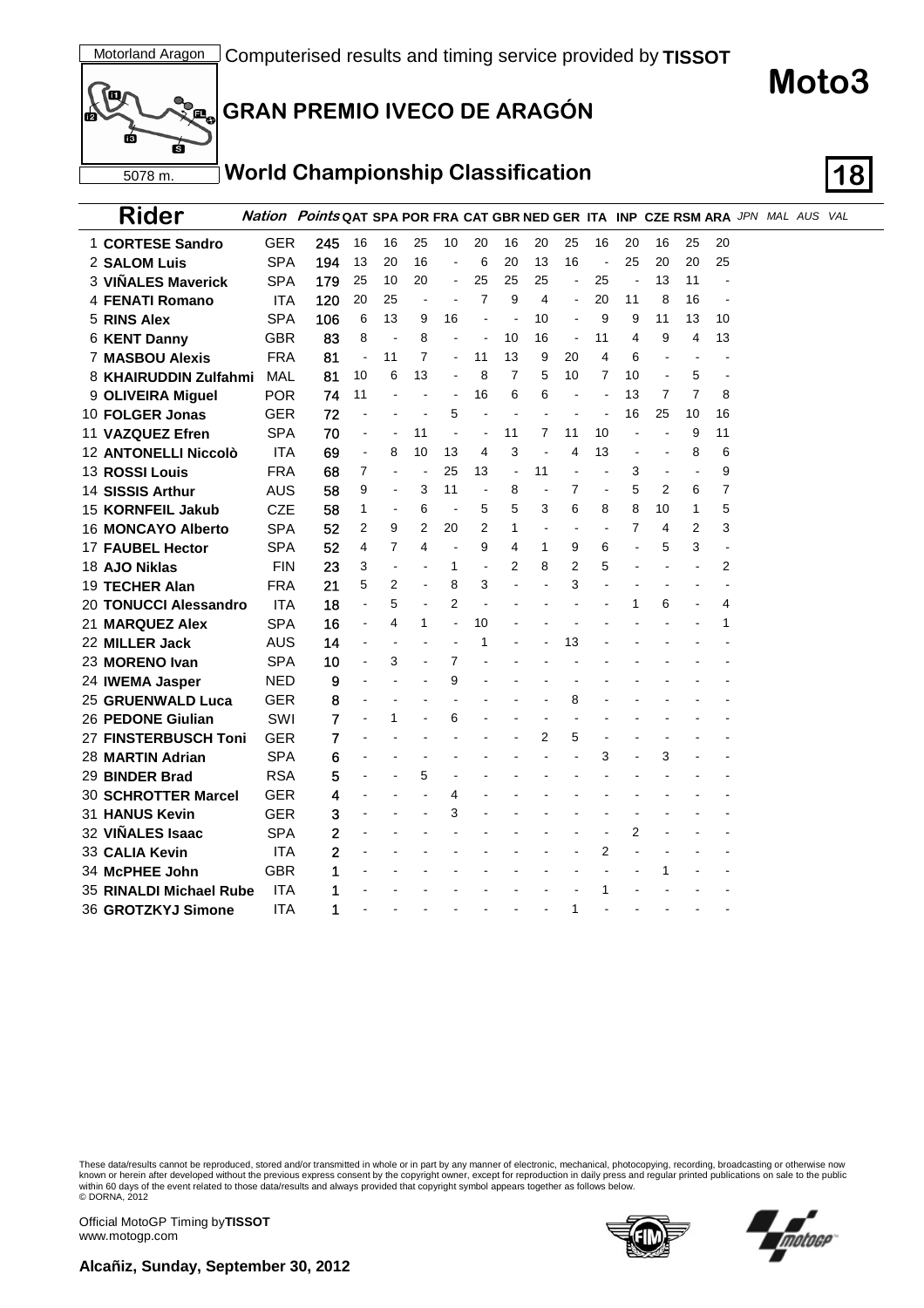Motorland Aragon

Computerised results and timing service provided by **TISSOT**

# Moto3

## GRAN PREMIO IVECO DE ARAGÓN

5078 m.

## World Championship Classification

**18**

| | Rider | Nation | Points | QAT | SPA | POR | FRA | CAT | GBR | NED | GER | ITA | INP | CZE | RSM | ARA | JPN | MAL | AUS | VAL |
|---|---|---|---|---|---|---|---|---|---|---|---|---|---|---|---|---|---|---|---|---|
| 1 | **CORTESE Sandro** | GER | **245** | 16 | 16 | 25 | 10 | 20 | 16 | 20 | 25 | 16 | 20 | 16 | 25 | 20 | | | | |
| 2 | **SALOM Luis** | SPA | **194** | 13 | 20 | 16 | - | 6 | 20 | 13 | 16 | - | 25 | 20 | 20 | 25 | | | | |
| 3 | **VIÑALES Maverick** | SPA | **179** | 25 | 10 | 20 | - | 25 | 25 | 25 | - | 25 | - | 13 | 11 | - | | | | |
| 4 | **FENATI Romano** | ITA | **120** | 20 | 25 | - | - | 7 | 9 | 4 | - | 20 | 11 | 8 | 16 | - | | | | |
| 5 | **RINS Alex** | SPA | **106** | 6 | 13 | 9 | 16 | - | - | 10 | - | 9 | 9 | 11 | 13 | 10 | | | | |
| 6 | **KENT Danny** | GBR | **83** | 8 | - | 8 | - | - | 10 | 16 | - | 11 | 4 | 9 | 4 | 13 | | | | |
| 7 | **MASBOU Alexis** | FRA | **81** | - | 11 | 7 | - | 11 | 13 | 9 | 20 | 4 | 6 | - | - | - | | | | |
| 8 | **KHAIRUDDIN Zulfahmi** | MAL | **81** | 10 | 6 | 13 | - | 8 | 7 | 5 | 10 | 7 | 10 | - | 5 | - | | | | |
| 9 | **OLIVEIRA Miguel** | POR | **74** | 11 | - | - | - | 16 | 6 | 6 | - | - | 13 | 7 | 7 | 8 | | | | |
| 10 | **FOLGER Jonas** | GER | **72** | - | - | - | 5 | - | - | - | - | - | 16 | 25 | 10 | 16 | | | | |
| 11 | **VAZQUEZ Efren** | SPA | **70** | - | - | 11 | - | - | 11 | 7 | 11 | 10 | - | - | 9 | 11 | | | | |
| 12 | **ANTONELLI Niccolò** | ITA | **69** | - | 8 | 10 | 13 | 4 | 3 | - | 4 | 13 | - | - | 8 | 6 | | | | |
| 13 | **ROSSI Louis** | FRA | **68** | 7 | - | - | 25 | 13 | - | 11 | - | - | 3 | - | - | 9 | | | | |
| 14 | **SISSIS Arthur** | AUS | **58** | 9 | - | 3 | 11 | - | 8 | - | 7 | - | 5 | 2 | 6 | 7 | | | | |
| 15 | **KORNFEIL Jakub** | CZE | **58** | 1 | - | 6 | - | 5 | 5 | 3 | 6 | 8 | 8 | 10 | 1 | 5 | | | | |
| 16 | **MONCAYO Alberto** | SPA | **52** | 2 | 9 | 2 | 20 | 2 | 1 | - | - | - | 7 | 4 | 2 | 3 | | | | |
| 17 | **FAUBEL Hector** | SPA | **52** | 4 | 7 | 4 | - | 9 | 4 | 1 | 9 | 6 | - | 5 | 3 | - | | | | |
| 18 | **AJO Niklas** | FIN | **23** | 3 | - | - | 1 | - | 2 | 8 | 2 | 5 | - | - | - | 2 | | | | |
| 19 | **TECHER Alan** | FRA | **21** | 5 | 2 | - | 8 | 3 | - | - | 3 | - | - | - | - | - | | | | |
| 20 | **TONUCCI Alessandro** | ITA | **18** | - | 5 | - | 2 | - | - | - | - | - | 1 | 6 | - | 4 | | | | |
| 21 | **MARQUEZ Alex** | SPA | **16** | - | 4 | 1 | - | 10 | - | - | - | - | - | - | - | 1 | | | | |
| 22 | **MILLER Jack** | AUS | **14** | - | - | - | - | 1 | - | - | 13 | - | - | - | - | - | | | | |
| 23 | **MORENO Ivan** | SPA | **10** | - | 3 | - | 7 | - | - | - | - | - | - | - | - | - | | | | |
| 24 | **IWEMA Jasper** | NED | **9** | - | - | - | 9 | - | - | - | - | - | - | - | - | - | | | | |
| 25 | **GRUENWALD Luca** | GER | **8** | - | - | - | - | - | - | - | 8 | - | - | - | - | - | | | | |
| 26 | **PEDONE Giulian** | SWI | **7** | - | 1 | - | 6 | - | - | - | - | - | - | - | - | - | | | | |
| 27 | **FINSTERBUSCH Toni** | GER | **7** | - | - | - | - | - | - | 2 | 5 | - | - | - | - | - | | | | |
| 28 | **MARTIN Adrian** | SPA | **6** | - | - | - | - | - | - | - | - | 3 | - | 3 | - | - | | | | |
| 29 | **BINDER Brad** | RSA | **5** | - | - | 5 | - | - | - | - | - | - | - | - | - | - | | | | |
| 30 | **SCHROTTER Marcel** | GER | **4** | - | - | - | 4 | - | - | - | - | - | - | - | - | - | | | | |
| 31 | **HANUS Kevin** | GER | **3** | - | - | - | 3 | - | - | - | - | - | - | - | - | - | | | | |
| 32 | **VIÑALES Isaac** | SPA | **2** | - | - | - | - | - | - | - | - | - | 2 | - | - | - | | | | |
| 33 | **CALIA Kevin** | ITA | **2** | - | - | - | - | - | - | - | - | 2 | - | - | - | - | | | | |
| 34 | **McPHEE John** | GBR | **1** | - | - | - | - | - | - | - | - | - | - | 1 | - | - | | | | |
| 35 | **RINALDI Michael Rube** | ITA | **1** | - | - | - | - | - | - | - | - | 1 | - | - | - | - | | | | |
| 36 | **GROTZKYJ Simone** | ITA | **1** | - | - | - | - | - | - | - | 1 | - | - | - | - | - | | | | |

These data/results cannot be reproduced, stored and/or transmitted in whole or in part by any manner of electronic, mechanical, photocopying, recording, broadcasting or otherwise now known or herein after developed without the previous express consent by the copyright owner, except for reproduction in daily press and regular printed publications on sale to the public within 60 days of the event related to those data/results and always provided that copyright symbol appears together as follows below.
© DORNA, 2012

Official MotoGP Timing by **TISSOT**
www.motogp.com

**Alcañiz, Sunday, September 30, 2012**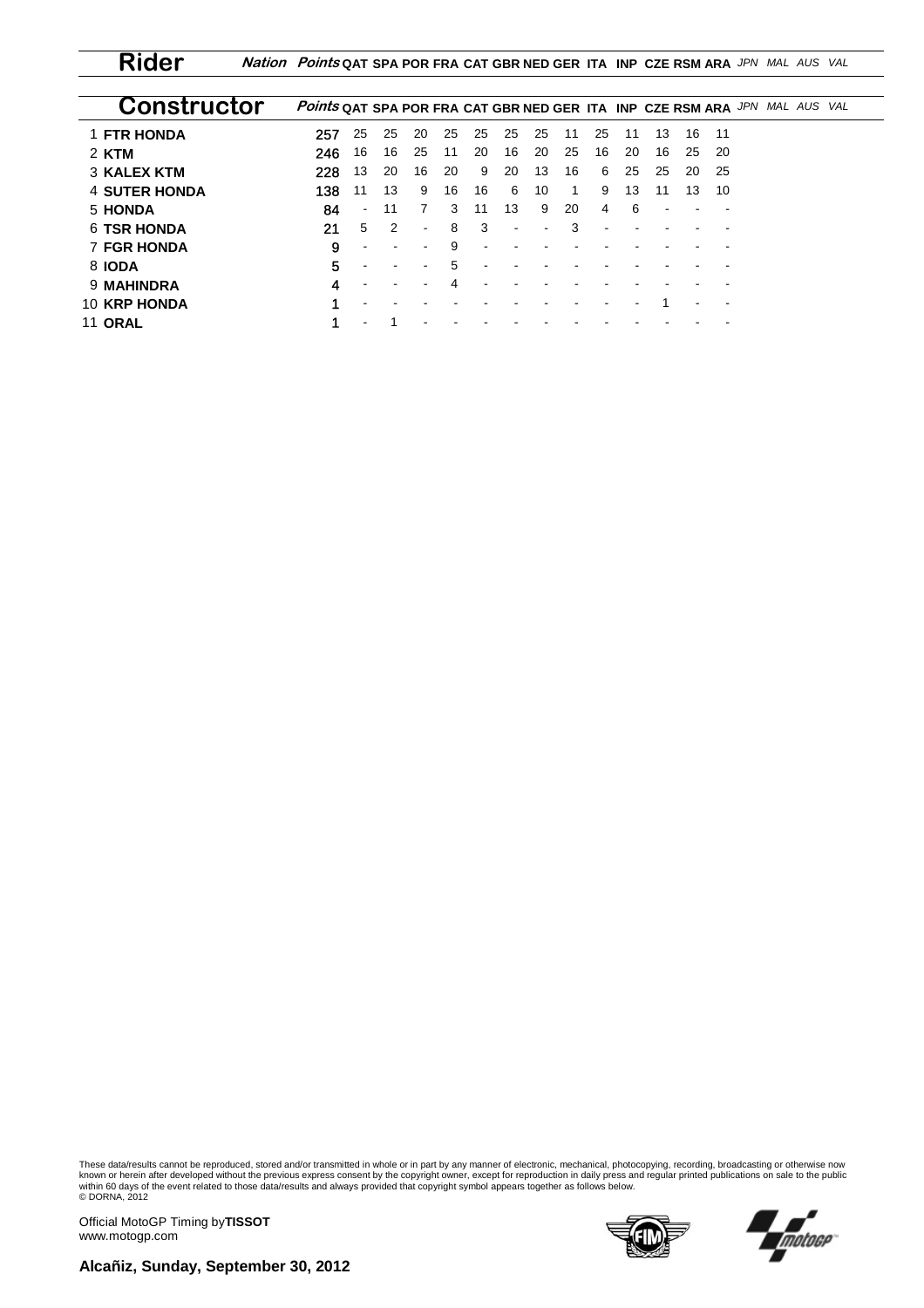| Rider | Nation | Points | QAT | SPA | POR | FRA | CAT | GBR | NED | GER | ITA | INP | CZE | RSM | ARA | JPN | MAL | AUS | VAL |
|---|---|---|---|---|---|---|---|---|---|---|---|---|---|---|---|---|---|---|---|

| Constructor | Points | QAT | SPA | POR | FRA | CAT | GBR | NED | GER | ITA | INP | CZE | RSM | ARA | JPN | MAL | AUS | VAL |
|---|---|---|---|---|---|---|---|---|---|---|---|---|---|---|---|---|---|---|
| 1 **FTR HONDA** | 257 | 25 | 25 | 20 | 25 | 25 | 25 | 25 | 11 | 25 | 11 | 13 | 16 | 11 | | | | |
| 2 **KTM** | 246 | 16 | 16 | 25 | 11 | 20 | 16 | 20 | 25 | 16 | 20 | 16 | 25 | 20 | | | | |
| 3 **KALEX KTM** | 228 | 13 | 20 | 16 | 20 | 9 | 20 | 13 | 16 | 6 | 25 | 25 | 20 | 25 | | | | |
| 4 **SUTER HONDA** | 138 | 11 | 13 | 9 | 16 | 16 | 6 | 10 | 1 | 9 | 13 | 11 | 13 | 10 | | | | |
| 5 **HONDA** | 84 | - | 11 | 7 | 3 | 11 | 13 | 9 | 20 | 4 | 6 | - | - | - | | | | |
| 6 **TSR HONDA** | 21 | 5 | 2 | - | 8 | 3 | - | - | 3 | - | - | - | - | - | | | | |
| 7 **FGR HONDA** | 9 | - | - | - | 9 | - | - | - | - | - | - | - | - | - | | | | |
| 8 **IODA** | 5 | - | - | - | 5 | - | - | - | - | - | - | - | - | - | | | | |
| 9 **MAHINDRA** | 4 | - | - | - | 4 | - | - | - | - | - | - | - | - | - | | | | |
| 10 **KRP HONDA** | 1 | - | - | - | - | - | - | - | - | - | - | 1 | - | - | | | | |
| 11 **ORAL** | 1 | - | 1 | - | - | - | - | - | - | - | - | - | - | - | | | | |

These data/results cannot be reproduced, stored and/or transmitted in whole or in part by any manner of electronic, mechanical, photocopying, recording, broadcasting or otherwise now known or herein after developed without the previous express consent by the copyright owner, except for reproduction in daily press and regular printed publications on sale to the public within 60 days of the event related to those data/results and always provided that copyright symbol appears together as follows below.
© DORNA, 2012

Official MotoGP Timing by **TISSOT**
www.motogp.com

**Alcañiz, Sunday, September 30, 2012**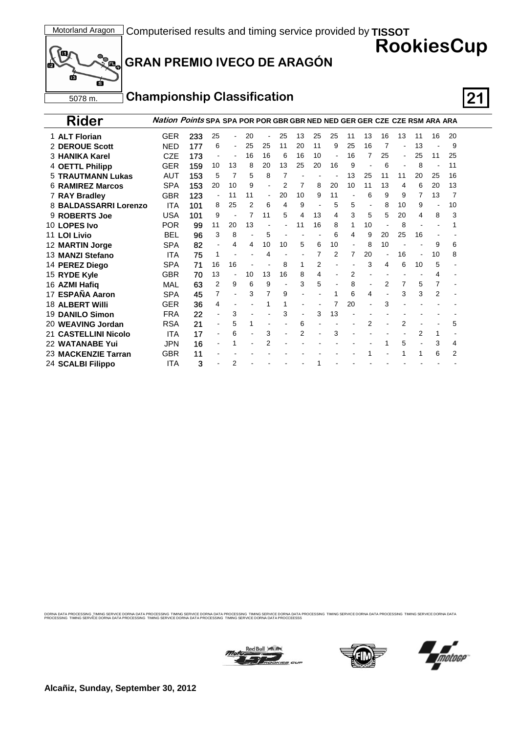Motorland Aragon

Computerised results and timing service provided by **TISSOT**

# RookiesCup

## GRAN PREMIO IVECO DE ARAGÓN

5078 m.

## Championship Classification

**21**

| | Rider | Nation | Points | SPA | SPA | POR | POR | GBR | GBR | NED | NED | GER | GER | CZE | CZE | RSM | ARA | ARA |
|---|---|---|---|---|---|---|---|---|---|---|---|---|---|---|---|---|---|---|
| 1 | **ALT Florian** | GER | **233** | 25 | - | 20 | - | 25 | 13 | 25 | 25 | 11 | 13 | 16 | 13 | 11 | 16 | 20 |
| 2 | **DEROUE Scott** | NED | **177** | 6 | - | 25 | 25 | 11 | 20 | 11 | 9 | 25 | 16 | 7 | - | 13 | - | 9 |
| 3 | **HANIKA Karel** | CZE | **173** | - | - | 16 | 16 | 6 | 16 | 10 | - | 16 | 7 | 25 | - | 25 | 11 | 25 |
| 4 | **OETTL Philipp** | GER | **159** | 10 | 13 | 8 | 20 | 13 | 25 | 20 | 16 | 9 | - | 6 | - | 8 | - | 11 |
| 5 | **TRAUTMANN Lukas** | AUT | **153** | 5 | 7 | 5 | 8 | 7 | - | - | - | 13 | 25 | 11 | 11 | 20 | 25 | 16 |
| 6 | **RAMIREZ Marcos** | SPA | **153** | 20 | 10 | 9 | - | 2 | 7 | 8 | 20 | 10 | 11 | 13 | 4 | 6 | 20 | 13 |
| 7 | **RAY Bradley** | GBR | **123** | - | 11 | 11 | - | 20 | 10 | 9 | 11 | - | 6 | 9 | 9 | 7 | 13 | 7 |
| 8 | **BALDASSARRI Lorenzo** | ITA | **101** | 8 | 25 | 2 | 6 | 4 | 9 | - | 5 | 5 | - | 8 | 10 | 9 | - | 10 |
| 9 | **ROBERTS Joe** | USA | **101** | 9 | - | 7 | 11 | 5 | 4 | 13 | 4 | 3 | 5 | 5 | 20 | 4 | 8 | 3 |
| 10 | **LOPES Ivo** | POR | **99** | 11 | 20 | 13 | - | - | 11 | 16 | 8 | 1 | 10 | - | 8 | - | - | 1 |
| 11 | **LOI Livio** | BEL | **96** | 3 | 8 | - | 5 | - | - | - | 6 | 4 | 9 | 20 | 25 | 16 | - | - |
| 12 | **MARTIN Jorge** | SPA | **82** | - | 4 | 4 | 10 | 10 | 5 | 6 | 10 | - | 8 | 10 | - | - | 9 | 6 |
| 13 | **MANZI Stefano** | ITA | **75** | 1 | - | - | 4 | - | - | 7 | 2 | 7 | 20 | - | 16 | - | 10 | 8 |
| 14 | **PEREZ Diego** | SPA | **71** | 16 | 16 | - | - | 8 | 1 | 2 | - | - | 3 | 4 | 6 | 10 | 5 | - |
| 15 | **RYDE Kyle** | GBR | **70** | 13 | - | 10 | 13 | 16 | 8 | 4 | - | 2 | - | - | - | - | 4 | - |
| 16 | **AZMI Hafiq** | MAL | **63** | 2 | 9 | 6 | 9 | - | 3 | 5 | - | 8 | - | 2 | 7 | 5 | 7 | - |
| 17 | **ESPAÑA Aaron** | SPA | **45** | 7 | - | 3 | 7 | 9 | - | - | 1 | 6 | 4 | - | 3 | 3 | 2 | - |
| 18 | **ALBERT Willi** | GER | **36** | 4 | - | - | 1 | 1 | - | - | 7 | 20 | - | 3 | - | - | - | - |
| 19 | **DANILO Simon** | FRA | **22** | - | 3 | - | - | 3 | - | 3 | 13 | - | - | - | - | - | - | - |
| 20 | **WEAVING Jordan** | RSA | **21** | - | 5 | 1 | - | - | 6 | - | - | - | 2 | - | 2 | - | - | 5 |
| 21 | **CASTELLINI Nicolo** | ITA | **17** | - | 6 | - | 3 | - | 2 | - | 3 | - | - | - | - | 2 | 1 | - |
| 22 | **WATANABE Yui** | JPN | **16** | - | 1 | - | 2 | - | - | - | - | - | - | 1 | 5 | - | 3 | 4 |
| 23 | **MACKENZIE Tarran** | GBR | **11** | - | - | - | - | - | - | - | - | - | 1 | - | 1 | 1 | 6 | 2 |
| 24 | **SCALBI Filippo** | ITA | **3** | - | 2 | - | - | - | - | 1 | - | - | - | - | - | - | - | - |

DORNA DATA PROCESSING TIMING SERVICE DORNA DATA PROCESSING TIMING SERVICE DORNA DATA PROCESSING TIMING SERVICE DORNA DATA PROCESSING TIMING SERVICE DORNA DATA PROCESSING TIMING SERVICE DORNA DATA PROCESSING TIMING SERVICE DORNA DATA PROCESSING TIMING SERVICE DORNA DATA PROCESSING TIMING SERVICE DORNA DATA PROCCEESSS

**Alcañiz, Sunday, September 30, 2012**